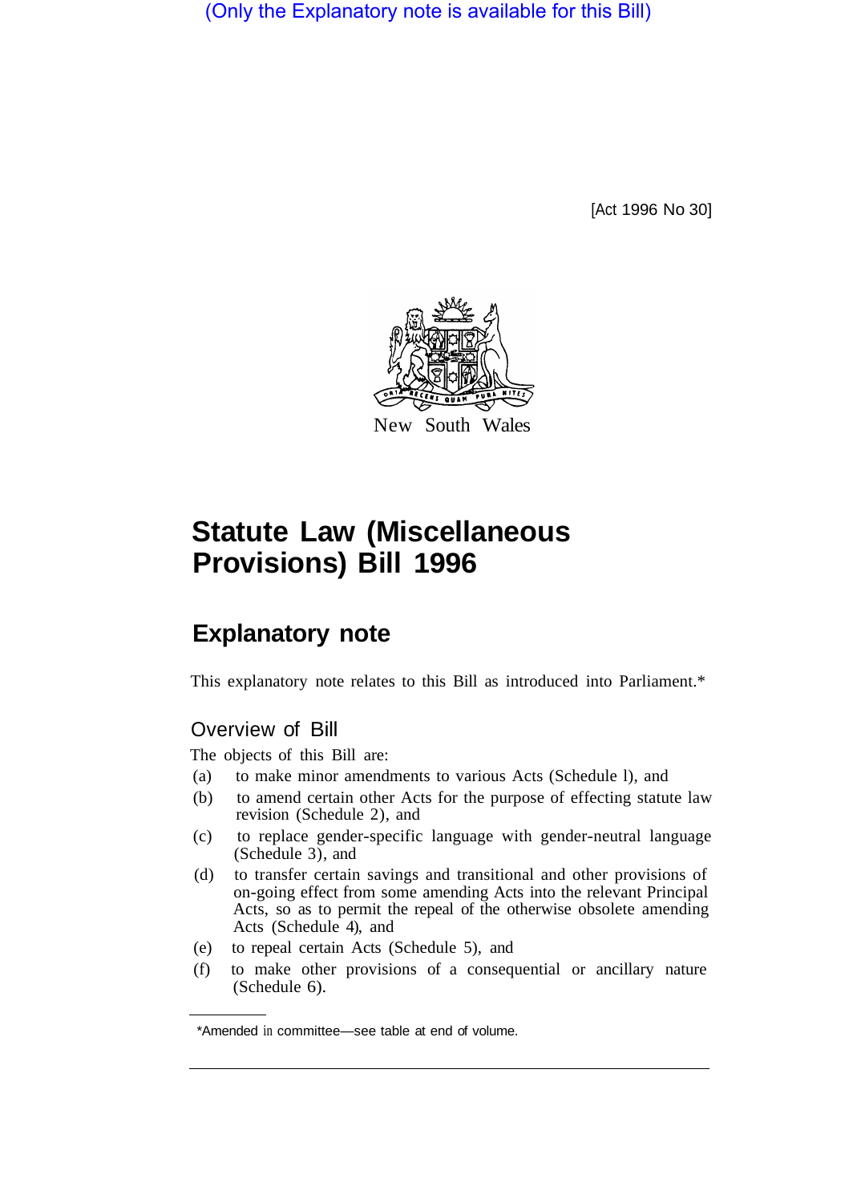(Only the Explanatory note is available for this Bill)

[Act 1996 No 30]

New South Wales

# Statute Law (Miscellaneous Provisions) Bill 1996

## Explanatory note

This explanatory note relates to this Bill as introduced into Parliament.*

### Overview of Bill

The objects of this Bill are:

(a) to make minor amendments to various Acts (Schedule 1), and

(b) to amend certain other Acts for the purpose of effecting statute law revision (Schedule 2), and

(c) to replace gender-specific language with gender-neutral language (Schedule 3), and

(d) to transfer certain savings and transitional and other provisions of on-going effect from some amending Acts into the relevant Principal Acts, so as to permit the repeal of the otherwise obsolete amending Acts (Schedule 4), and

(e) to repeal certain Acts (Schedule 5), and

(f) to make other provisions of a consequential or ancillary nature (Schedule 6).

*Amended in committee—see table at end of volume.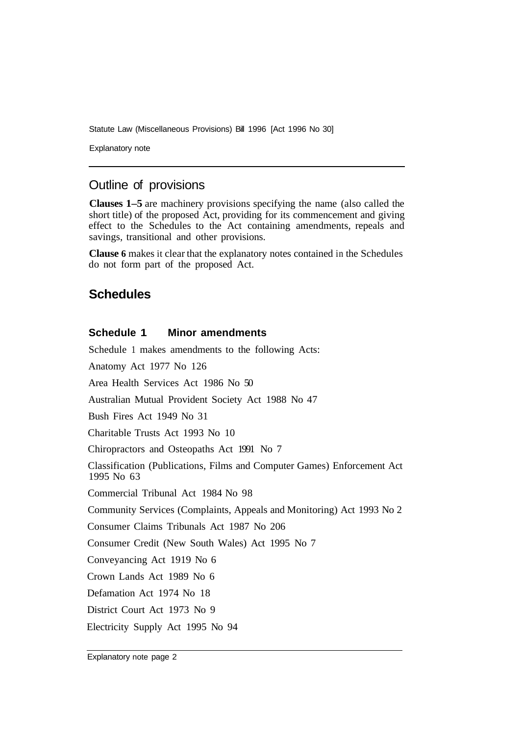## Outline of provisions

**Clauses 1–5** are machinery provisions specifying the name (also called the short title) of the proposed Act, providing for its commencement and giving effect to the Schedules to the Act containing amendments, repeals and savings, transitional and other provisions.

**Clause 6** makes it clear that the explanatory notes contained in the Schedules do not form part of the proposed Act.

## Schedules

### Schedule 1 Minor amendments

Schedule 1 makes amendments to the following Acts:

Anatomy Act 1977 No 126

Area Health Services Act 1986 No 50

Australian Mutual Provident Society Act 1988 No 47

Bush Fires Act 1949 No 31

Charitable Trusts Act 1993 No 10

Chiropractors and Osteopaths Act 1991 No 7

Classification (Publications, Films and Computer Games) Enforcement Act 1995 No 63

Commercial Tribunal Act 1984 No 98

Community Services (Complaints, Appeals and Monitoring) Act 1993 No 2

Consumer Claims Tribunals Act 1987 No 206

Consumer Credit (New South Wales) Act 1995 No 7

Conveyancing Act 1919 No 6

Crown Lands Act 1989 No 6

Defamation Act 1974 No 18

District Court Act 1973 No 9

Electricity Supply Act 1995 No 94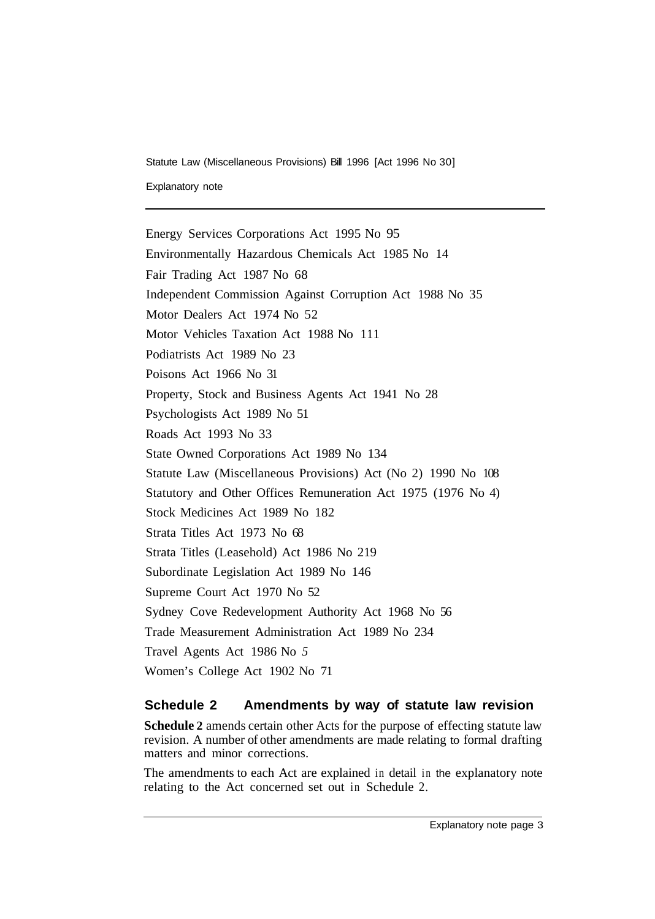Energy Services Corporations Act 1995 No 95

Environmentally Hazardous Chemicals Act 1985 No 14

Fair Trading Act 1987 No 68

Independent Commission Against Corruption Act 1988 No 35

Motor Dealers Act 1974 No 52

Motor Vehicles Taxation Act 1988 No 111

Podiatrists Act 1989 No 23

Poisons Act 1966 No 31

Property, Stock and Business Agents Act 1941 No 28

Psychologists Act 1989 No 51

Roads Act 1993 No 33

State Owned Corporations Act 1989 No 134

Statute Law (Miscellaneous Provisions) Act (No 2) 1990 No 108

Statutory and Other Offices Remuneration Act 1975 (1976 No 4)

Stock Medicines Act 1989 No 182

Strata Titles Act 1973 No 68

Strata Titles (Leasehold) Act 1986 No 219

Subordinate Legislation Act 1989 No 146

Supreme Court Act 1970 No 52

Sydney Cove Redevelopment Authority Act 1968 No 56

Trade Measurement Administration Act 1989 No 234

Travel Agents Act 1986 No 5

Women's College Act 1902 No 71

## Schedule 2 Amendments by way of statute law revision

**Schedule 2** amends certain other Acts for the purpose of effecting statute law revision. A number of other amendments are made relating to formal drafting matters and minor corrections.

The amendments to each Act are explained in detail in the explanatory note relating to the Act concerned set out in Schedule 2.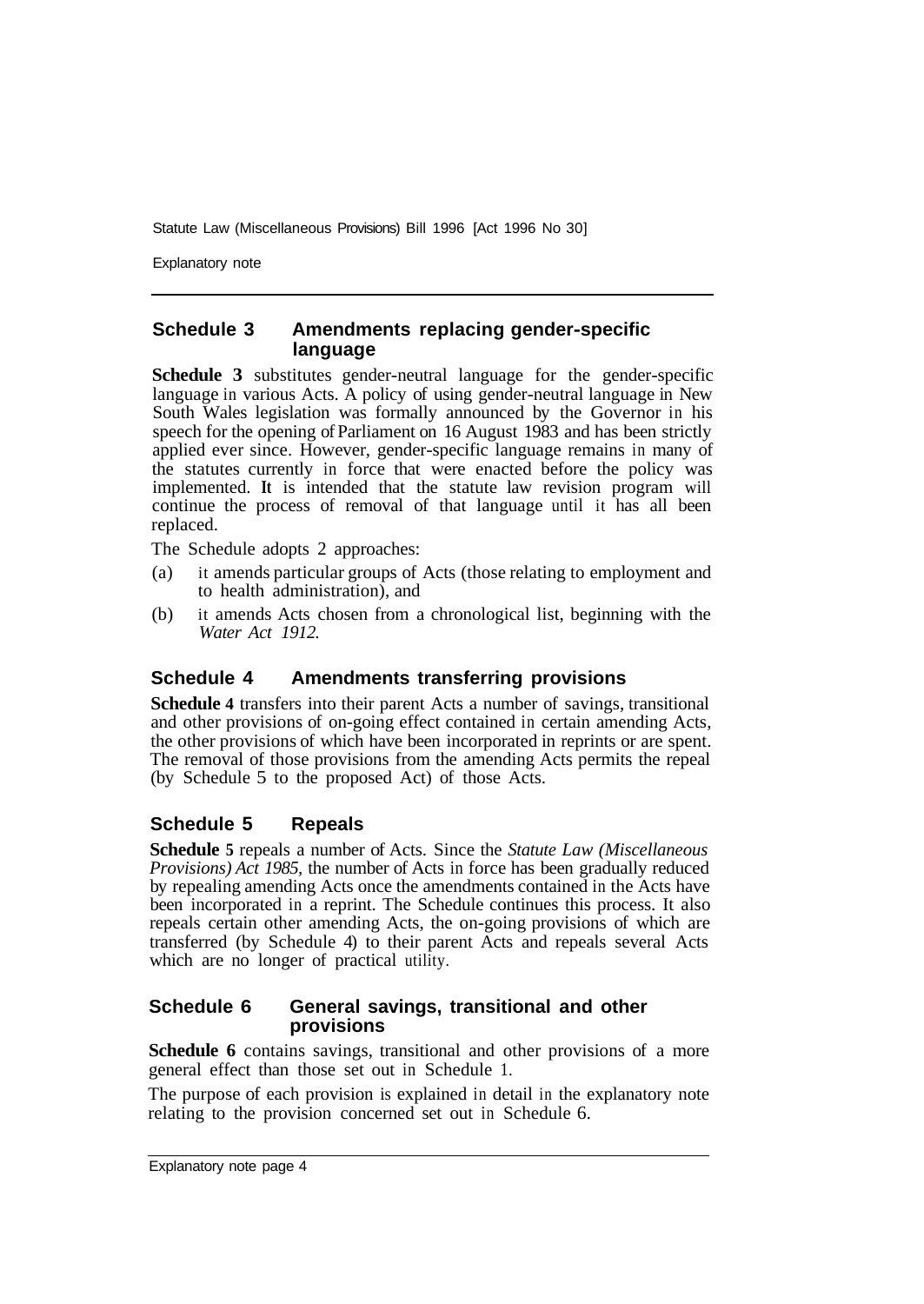## Schedule 3 Amendments replacing gender-specific language

**Schedule 3** substitutes gender-neutral language for the gender-specific language in various Acts. A policy of using gender-neutral language in New South Wales legislation was formally announced by the Governor in his speech for the opening of Parliament on 16 August 1983 and has been strictly applied ever since. However, gender-specific language remains in many of the statutes currently in force that were enacted before the policy was implemented. It is intended that the statute law revision program will continue the process of removal of that language until it has all been replaced.

The Schedule adopts 2 approaches:

(a) it amends particular groups of Acts (those relating to employment and to health administration), and

(b) it amends Acts chosen from a chronological list, beginning with the *Water Act 1912.*

## Schedule 4 Amendments transferring provisions

**Schedule 4** transfers into their parent Acts a number of savings, transitional and other provisions of on-going effect contained in certain amending Acts, the other provisions of which have been incorporated in reprints or are spent. The removal of those provisions from the amending Acts permits the repeal (by Schedule 5 to the proposed Act) of those Acts.

## Schedule 5 Repeals

**Schedule 5** repeals a number of Acts. Since the *Statute Law (Miscellaneous Provisions) Act 1985,* the number of Acts in force has been gradually reduced by repealing amending Acts once the amendments contained in the Acts have been incorporated in a reprint. The Schedule continues this process. It also repeals certain other amending Acts, the on-going provisions of which are transferred (by Schedule 4) to their parent Acts and repeals several Acts which are no longer of practical utility.

## Schedule 6 General savings, transitional and other provisions

**Schedule 6** contains savings, transitional and other provisions of a more general effect than those set out in Schedule 1.

The purpose of each provision is explained in detail in the explanatory note relating to the provision concerned set out in Schedule 6.